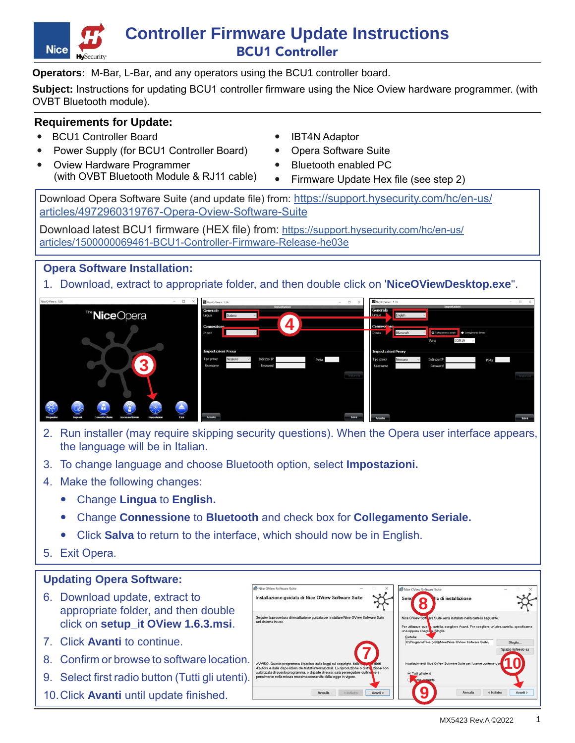# Controller Firmware Update Instructions

## BCU1 Controller

**Operators:** M-Bar, L-Bar, and any operators using the BCU1 controller board.

**Subject:** Instructions for updating BCU1 controller firmware using the Nice Oview hardware programmer. (with OVBT Bluetooth module).

### Requirements for Update:

- BCU1 Controller Board
- Power Supply (for BCU1 Controller Board)
- Oview Hardware Programmer (with OVBT Bluetooth Module & RJ11 cable)
- IBT4N Adaptor
- Opera Software Suite
- Bluetooth enabled PC
- Firmware Update Hex file (see step 2)

Download Opera Software Suite (and update file) from: https://support.hysecurity.com/hc/en-us/articles/4972960319767-Opera-Oview-Software-Suite

Download latest BCU1 firmware (HEX file) from: https://support.hysecurity.com/hc/en-us/articles/1500000069461-BCU1-Controller-Firmware-Release-he03e

### Opera Software Installation:

1. Download, extract to appropriate folder, and then double click on '**NiceOViewDesktop.exe**".
2. Run installer (may require skipping security questions). When the Opera user interface appears, the language will be in Italian.
3. To change language and choose Bluetooth option, select **Impostazioni.**
4. Make the following changes:
   - Change **Lingua** to **English.**
   - Change **Connessione** to **Bluetooth** and check box for **Collegamento Seriale.**
   - Click **Salva** to return to the interface, which should now be in English.
5. Exit Opera.

### Updating Opera Software:

6. Download update, extract to appropriate folder, and then double click on **setup_it OView 1.6.3.msi**.
7. Click **Avanti** to continue.
8. Confirm or browse to software location.
9. Select first radio button (Tutti gli utenti).
10. Click **Avanti** until update finished.

MX5423 Rev.A ©2022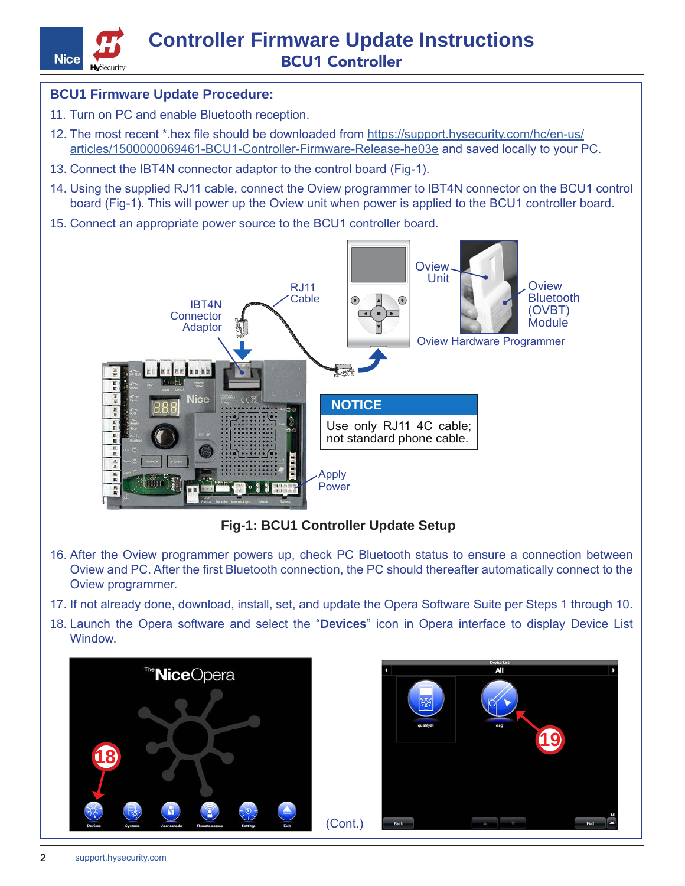# Controller Firmware Update Instructions
## BCU1 Controller

### BCU1 Firmware Update Procedure:

11. Turn on PC and enable Bluetooth reception.
12. The most recent *.hex file should be downloaded from https://support.hysecurity.com/hc/en-us/articles/1500000069461-BCU1-Controller-Firmware-Release-he03e and saved locally to your PC.
13. Connect the IBT4N connector adaptor to the control board (Fig-1).
14. Using the supplied RJ11 cable, connect the Oview programmer to IBT4N connector on the BCU1 control board (Fig-1). This will power up the Oview unit when power is applied to the BCU1 controller board.
15. Connect an appropriate power source to the BCU1 controller board.

IBT4N Connector Adaptor — RJ11 Cable — Oview Unit — Oview Bluetooth (OVBT) Module — Oview Hardware Programmer — Apply Power

**NOTICE**

Use only RJ11 4C cable; not standard phone cable.

**Fig-1: BCU1 Controller Update Setup**

16. After the Oview programmer powers up, check PC Bluetooth status to ensure a connection between Oview and PC. After the first Bluetooth connection, the PC should thereafter automatically connect to the Oview programmer.
17. If not already done, download, install, set, and update the Opera Software Suite per Steps 1 through 10.
18. Launch the Opera software and select the "**Devices**" icon in Opera interface to display Device List Window.

(Cont.)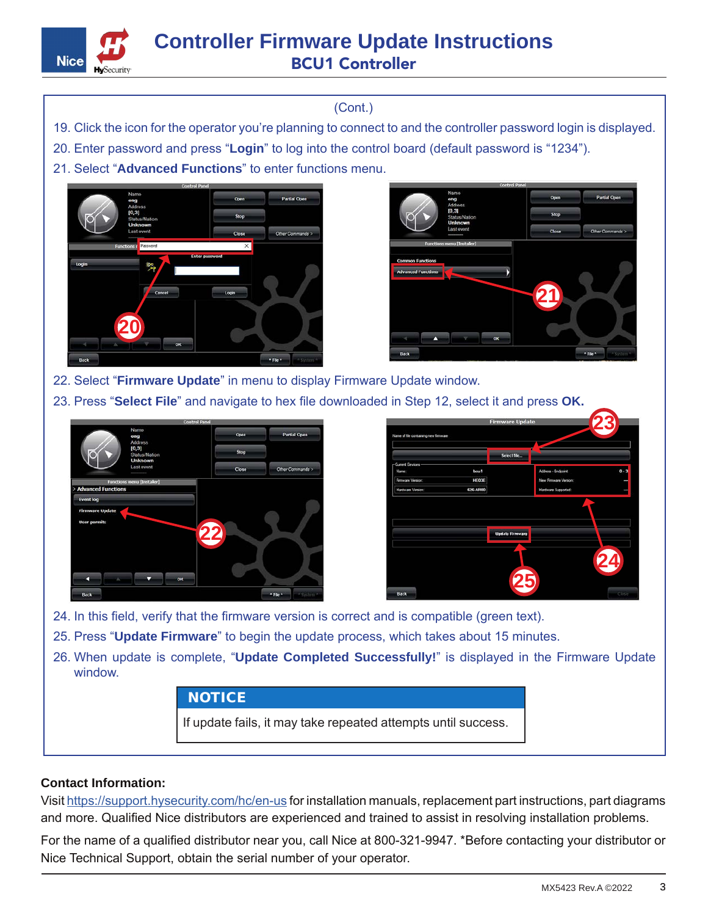# Controller Firmware Update Instructions
## BCU1 Controller

(Cont.)

19. Click the icon for the operator you're planning to connect to and the controller password login is displayed.
20. Enter password and press "**Login**" to log into the control board (default password is "1234").
21. Select "**Advanced Functions**" to enter functions menu.
22. Select "**Firmware Update**" in menu to display Firmware Update window.
23. Press "**Select File**" and navigate to hex file downloaded in Step 12, select it and press **OK.**
24. In this field, verify that the firmware version is correct and is compatible (green text).
25. Press "**Update Firmware**" to begin the update process, which takes about 15 minutes.
26. When update is complete, "**Update Completed Successfully!**" is displayed in the Firmware Update window.

**NOTICE**

If update fails, it may take repeated attempts until success.

**Contact Information:**

Visit https://support.hysecurity.com/hc/en-us for installation manuals, replacement part instructions, part diagrams and more. Qualified Nice distributors are experienced and trained to assist in resolving installation problems.

For the name of a qualified distributor near you, call Nice at 800-321-9947. *Before contacting your distributor or Nice Technical Support, obtain the serial number of your operator.

MX5423 Rev.A ©2022